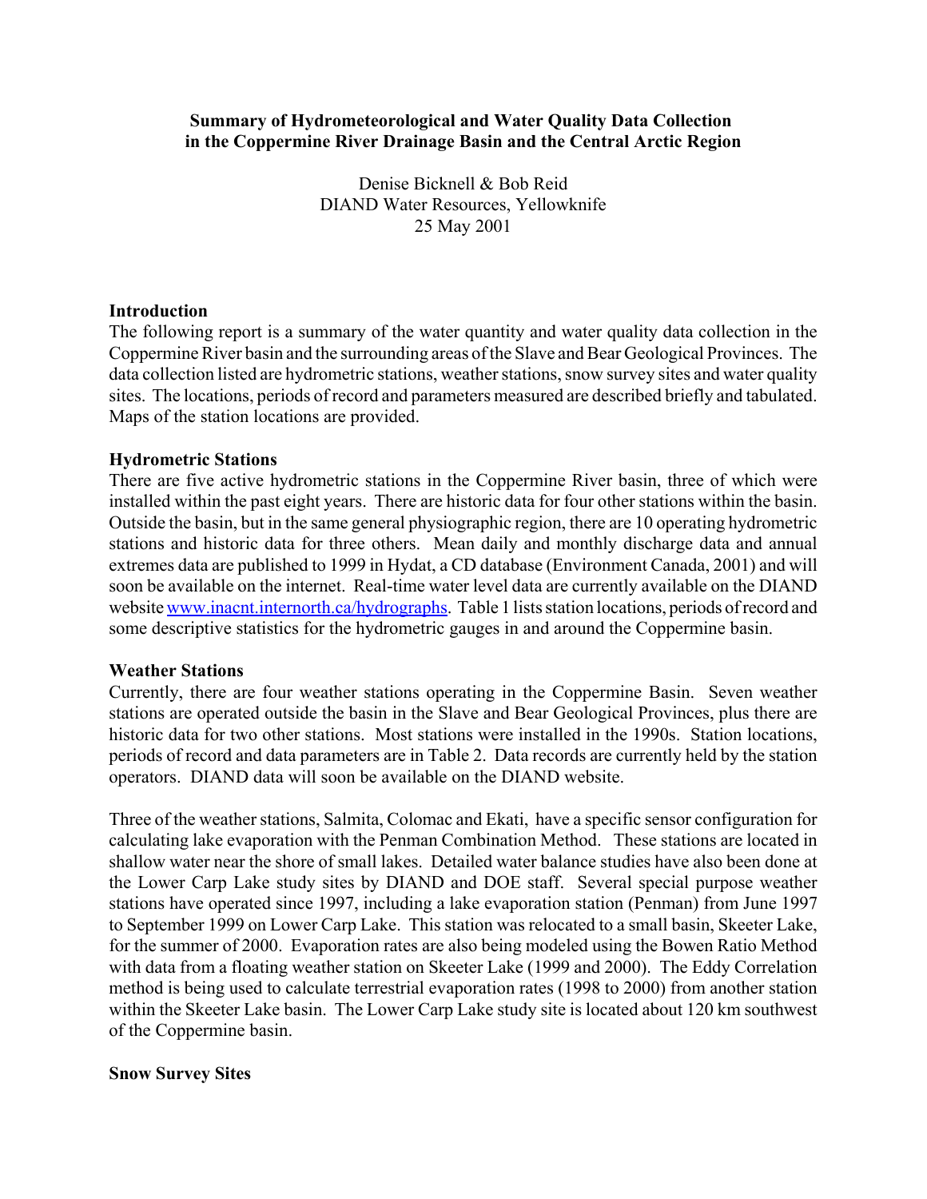**Summary of Hydrometeorological and Water Quality Data Collection in the Coppermine River Drainage Basin and the Central Arctic Region**

Denise Bicknell & Bob Reid
DIAND Water Resources, Yellowknife
25 May 2001

## Introduction

The following report is a summary of the water quantity and water quality data collection in the Coppermine River basin and the surrounding areas of the Slave and Bear Geological Provinces. The data collection listed are hydrometric stations, weather stations, snow survey sites and water quality sites. The locations, periods of record and parameters measured are described briefly and tabulated. Maps of the station locations are provided.

## Hydrometric Stations

There are five active hydrometric stations in the Coppermine River basin, three of which were installed within the past eight years. There are historic data for four other stations within the basin. Outside the basin, but in the same general physiographic region, there are 10 operating hydrometric stations and historic data for three others. Mean daily and monthly discharge data and annual extremes data are published to 1999 in Hydat, a CD database (Environment Canada, 2001) and will soon be available on the internet. Real-time water level data are currently available on the DIAND website [www.inacnt.internorth.ca/hydrographs](www.inacnt.internorth.ca/hydrographs). Table 1 lists station locations, periods of record and some descriptive statistics for the hydrometric gauges in and around the Coppermine basin.

## Weather Stations

Currently, there are four weather stations operating in the Coppermine Basin. Seven weather stations are operated outside the basin in the Slave and Bear Geological Provinces, plus there are historic data for two other stations. Most stations were installed in the 1990s. Station locations, periods of record and data parameters are in Table 2. Data records are currently held by the station operators. DIAND data will soon be available on the DIAND website.

Three of the weather stations, Salmita, Colomac and Ekati, have a specific sensor configuration for calculating lake evaporation with the Penman Combination Method. These stations are located in shallow water near the shore of small lakes. Detailed water balance studies have also been done at the Lower Carp Lake study sites by DIAND and DOE staff. Several special purpose weather stations have operated since 1997, including a lake evaporation station (Penman) from June 1997 to September 1999 on Lower Carp Lake. This station was relocated to a small basin, Skeeter Lake, for the summer of 2000. Evaporation rates are also being modeled using the Bowen Ratio Method with data from a floating weather station on Skeeter Lake (1999 and 2000). The Eddy Correlation method is being used to calculate terrestrial evaporation rates (1998 to 2000) from another station within the Skeeter Lake basin. The Lower Carp Lake study site is located about 120 km southwest of the Coppermine basin.

## Snow Survey Sites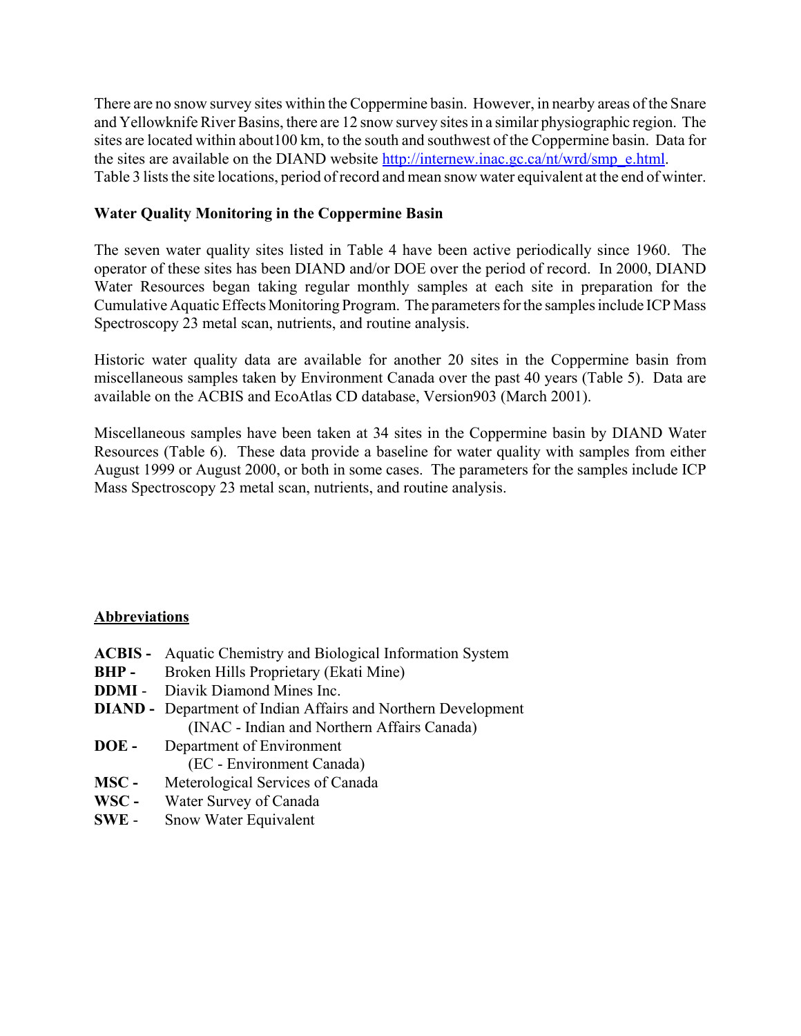There are no snow survey sites within the Coppermine basin. However, in nearby areas of the Snare and Yellowknife River Basins, there are 12 snow survey sites in a similar physiographic region. The sites are located within about100 km, to the south and southwest of the Coppermine basin. Data for the sites are available on the DIAND website http://internew.inac.gc.ca/nt/wrd/smp_e.html. Table 3 lists the site locations, period of record and mean snow water equivalent at the end of winter.

### Water Quality Monitoring in the Coppermine Basin

The seven water quality sites listed in Table 4 have been active periodically since 1960. The operator of these sites has been DIAND and/or DOE over the period of record. In 2000, DIAND Water Resources began taking regular monthly samples at each site in preparation for the Cumulative Aquatic Effects Monitoring Program. The parameters for the samples include ICP Mass Spectroscopy 23 metal scan, nutrients, and routine analysis.

Historic water quality data are available for another 20 sites in the Coppermine basin from miscellaneous samples taken by Environment Canada over the past 40 years (Table 5). Data are available on the ACBIS and EcoAtlas CD database, Version903 (March 2001).

Miscellaneous samples have been taken at 34 sites in the Coppermine basin by DIAND Water Resources (Table 6). These data provide a baseline for water quality with samples from either August 1999 or August 2000, or both in some cases. The parameters for the samples include ICP Mass Spectroscopy 23 metal scan, nutrients, and routine analysis.

### Abbreviations

**ACBIS -** Aquatic Chemistry and Biological Information System
**BHP -** Broken Hills Proprietary (Ekati Mine)
**DDMI** - Diavik Diamond Mines Inc.
**DIAND -** Department of Indian Affairs and Northern Development
(INAC - Indian and Northern Affairs Canada)
**DOE -** Department of Environment
(EC - Environment Canada)
**MSC -** Meterological Services of Canada
**WSC -** Water Survey of Canada
**SWE** - Snow Water Equivalent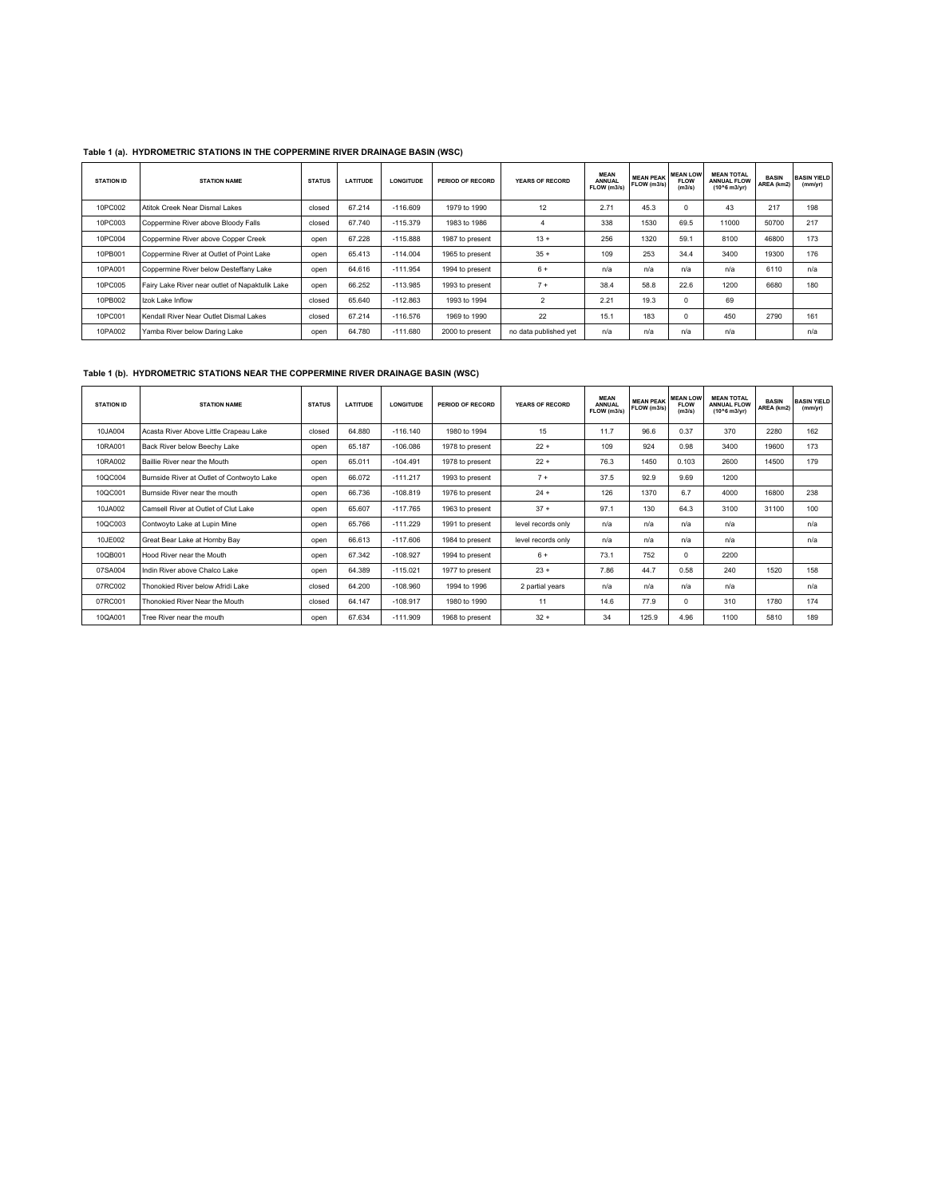**Table 1 (a). HYDROMETRIC STATIONS IN THE COPPERMINE RIVER DRAINAGE BASIN (WSC)**

| STATION ID | STATION NAME | STATUS | LATITUDE | LONGITUDE | PERIOD OF RECORD | YEARS OF RECORD | MEAN ANNUAL FLOW (m3/s) | MEAN PEAK FLOW (m3/s) | MEAN LOW FLOW (m3/s) | MEAN TOTAL ANNUAL FLOW (10^6 m3/yr) | BASIN AREA (km2) | BASIN YIELD (mm/yr) |
|---|---|---|---|---|---|---|---|---|---|---|---|---|
| 10PC002 | Atitok Creek Near Dismal Lakes | closed | 67.214 | -116.609 | 1979 to 1990 | 12 | 2.71 | 45.3 | 0 | 43 | 217 | 198 |
| 10PC003 | Coppermine River above Bloody Falls | closed | 67.740 | -115.379 | 1983 to 1986 | 4 | 338 | 1530 | 69.5 | 11000 | 50700 | 217 |
| 10PC004 | Coppermine River above Copper Creek | open | 67.228 | -115.888 | 1987 to present | 13 + | 256 | 1320 | 59.1 | 8100 | 46800 | 173 |
| 10PB001 | Coppermine River at Outlet of Point Lake | open | 65.413 | -114.004 | 1965 to present | 35 + | 109 | 253 | 34.4 | 3400 | 19300 | 176 |
| 10PA001 | Coppermine River below Desteffany Lake | open | 64.616 | -111.954 | 1994 to present | 6 + | n/a | n/a | n/a | n/a | 6110 | n/a |
| 10PC005 | Fairy Lake River near outlet of Napaktulik Lake | open | 66.252 | -113.985 | 1993 to present | 7 + | 38.4 | 58.8 | 22.6 | 1200 | 6680 | 180 |
| 10PB002 | Izok Lake Inflow | closed | 65.640 | -112.863 | 1993 to 1994 | 2 | 2.21 | 19.3 | 0 | 69 | | |
| 10PC001 | Kendall River Near Outlet Dismal Lakes | closed | 67.214 | -116.576 | 1969 to 1990 | 22 | 15.1 | 183 | 0 | 450 | 2790 | 161 |
| 10PA002 | Yamba River below Daring Lake | open | 64.780 | -111.680 | 2000 to present | no data published yet | n/a | n/a | n/a | n/a | | n/a |

**Table 1 (b). HYDROMETRIC STATIONS NEAR THE COPPERMINE RIVER DRAINAGE BASIN (WSC)**

| STATION ID | STATION NAME | STATUS | LATITUDE | LONGITUDE | PERIOD OF RECORD | YEARS OF RECORD | MEAN ANNUAL FLOW (m3/s) | MEAN PEAK FLOW (m3/s) | MEAN LOW FLOW (m3/s) | MEAN TOTAL ANNUAL FLOW (10^6 m3/yr) | BASIN AREA (km2) | BASIN YIELD (mm/yr) |
|---|---|---|---|---|---|---|---|---|---|---|---|---|
| 10JA004 | Acasta River Above Little Crapeau Lake | closed | 64.880 | -116.140 | 1980 to 1994 | 15 | 11.7 | 96.6 | 0.37 | 370 | 2280 | 162 |
| 10RA001 | Back River below Beechy Lake | open | 65.187 | -106.086 | 1978 to present | 22 + | 109 | 924 | 0.98 | 3400 | 19600 | 173 |
| 10RA002 | Baillie River near the Mouth | open | 65.011 | -104.491 | 1978 to present | 22 + | 76.3 | 1450 | 0.103 | 2600 | 14500 | 179 |
| 10QC004 | Burnside River at Outlet of Contwoyto Lake | open | 66.072 | -111.217 | 1993 to present | 7 + | 37.5 | 92.9 | 9.69 | 1200 | | |
| 10QC001 | Burnside River near the mouth | open | 66.736 | -108.819 | 1976 to present | 24 + | 126 | 1370 | 6.7 | 4000 | 16800 | 238 |
| 10JA002 | Camsell River at Outlet of Clut Lake | open | 65.607 | -117.765 | 1963 to present | 37 + | 97.1 | 130 | 64.3 | 3100 | 31100 | 100 |
| 10QC003 | Contwoyto Lake at Lupin Mine | open | 65.766 | -111.229 | 1991 to present | level records only | n/a | n/a | n/a | n/a | | n/a |
| 10JE002 | Great Bear Lake at Hornby Bay | open | 66.613 | -117.606 | 1984 to present | level records only | n/a | n/a | n/a | n/a | | n/a |
| 10QB001 | Hood River near the Mouth | open | 67.342 | -108.927 | 1994 to present | 6 + | 73.1 | 752 | 0 | 2200 | | |
| 07SA004 | Indin River above Chalco Lake | open | 64.389 | -115.021 | 1977 to present | 23 + | 7.86 | 44.7 | 0.58 | 240 | 1520 | 158 |
| 07RC002 | Thonokied River below Afridi Lake | closed | 64.200 | -108.960 | 1994 to 1996 | 2 partial years | n/a | n/a | n/a | n/a | | n/a |
| 07RC001 | Thonokied River Near the Mouth | closed | 64.147 | -108.917 | 1980 to 1990 | 11 | 14.6 | 77.9 | 0 | 310 | 1780 | 174 |
| 10QA001 | Tree River near the mouth | open | 67.634 | -111.909 | 1968 to present | 32 + | 34 | 125.9 | 4.96 | 1100 | 5810 | 189 |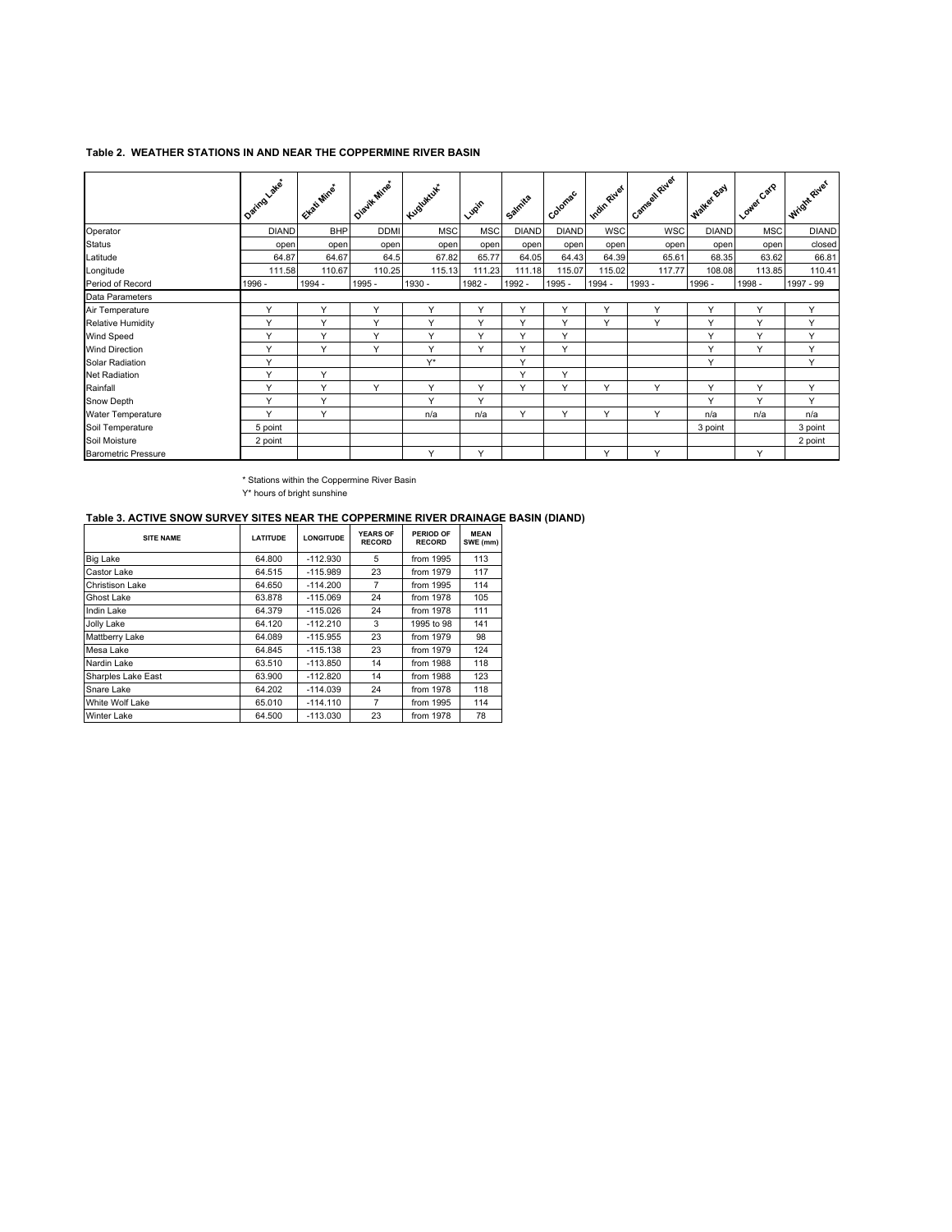**Table 2. WEATHER STATIONS IN AND NEAR THE COPPERMINE RIVER BASIN**

| | Daring Lake* | Ekati Mine* | Diavik Mine* | Kugluktuk* | Lupin | Salmita | Colomac | Indin River | Camsell River | Walker Bay | Lower Carp | Wright River |
|---|---|---|---|---|---|---|---|---|---|---|---|---|
| Operator | DIAND | BHP | DDMI | MSC | MSC | DIAND | DIAND | WSC | WSC | DIAND | MSC | DIAND |
| Status | open | open | open | open | open | open | open | open | open | open | open | closed |
| Latitude | 64.87 | 64.67 | 64.5 | 67.82 | 65.77 | 64.05 | 64.43 | 64.39 | 65.61 | 68.35 | 63.62 | 66.81 |
| Longitude | 111.58 | 110.67 | 110.25 | 115.13 | 111.23 | 111.18 | 115.07 | 115.02 | 117.77 | 108.08 | 113.85 | 110.41 |
| Period of Record | 1996 - | 1994 - | 1995 - | 1930 - | 1982 - | 1992 - | 1995 - | 1994 - | 1993 - | 1996 - | 1998 - | 1997 - 99 |
| Data Parameters | | | | | | | | | | | | |
| Air Temperature | Y | Y | Y | Y | Y | Y | Y | Y | Y | Y | Y | Y |
| Relative Humidity | Y | Y | Y | Y | Y | Y | Y | Y | Y | Y | Y | Y |
| Wind Speed | Y | Y | Y | Y | Y | Y | Y | | | Y | Y | Y |
| Wind Direction | Y | Y | Y | Y | Y | Y | Y | | | Y | Y | Y |
| Solar Radiation | Y | | | Y* | | Y | | | | Y | | Y |
| Net Radiation | Y | Y | | | | Y | Y | | | | | |
| Rainfall | Y | Y | Y | Y | Y | Y | Y | Y | Y | Y | Y | Y |
| Snow Depth | Y | Y | | Y | Y | | | | | Y | Y | Y |
| Water Temperature | Y | Y | | n/a | n/a | Y | Y | Y | Y | n/a | n/a | n/a |
| Soil Temperature | 5 point | | | | | | | | | 3 point | | 3 point |
| Soil Moisture | 2 point | | | | | | | | | | | 2 point |
| Barometric Pressure | | | | Y | Y | | | Y | Y | | Y | |

\* Stations within the Coppermine River Basin

Y* hours of bright sunshine

**Table 3. ACTIVE SNOW SURVEY SITES NEAR THE COPPERMINE RIVER DRAINAGE BASIN (DIAND)**

| SITE NAME | LATITUDE | LONGITUDE | YEARS OF RECORD | PERIOD OF RECORD | MEAN SWE (mm) |
|---|---|---|---|---|---|
| Big Lake | 64.800 | -112.930 | 5 | from 1995 | 113 |
| Castor Lake | 64.515 | -115.989 | 23 | from 1979 | 117 |
| Christison Lake | 64.650 | -114.200 | 7 | from 1995 | 114 |
| Ghost Lake | 63.878 | -115.069 | 24 | from 1978 | 105 |
| Indin Lake | 64.379 | -115.026 | 24 | from 1978 | 111 |
| Jolly Lake | 64.120 | -112.210 | 3 | 1995 to 98 | 141 |
| Mattberry Lake | 64.089 | -115.955 | 23 | from 1979 | 98 |
| Mesa Lake | 64.845 | -115.138 | 23 | from 1979 | 124 |
| Nardin Lake | 63.510 | -113.850 | 14 | from 1988 | 118 |
| Sharples Lake East | 63.900 | -112.820 | 14 | from 1988 | 123 |
| Snare Lake | 64.202 | -114.039 | 24 | from 1978 | 118 |
| White Wolf Lake | 65.010 | -114.110 | 7 | from 1995 | 114 |
| Winter Lake | 64.500 | -113.030 | 23 | from 1978 | 78 |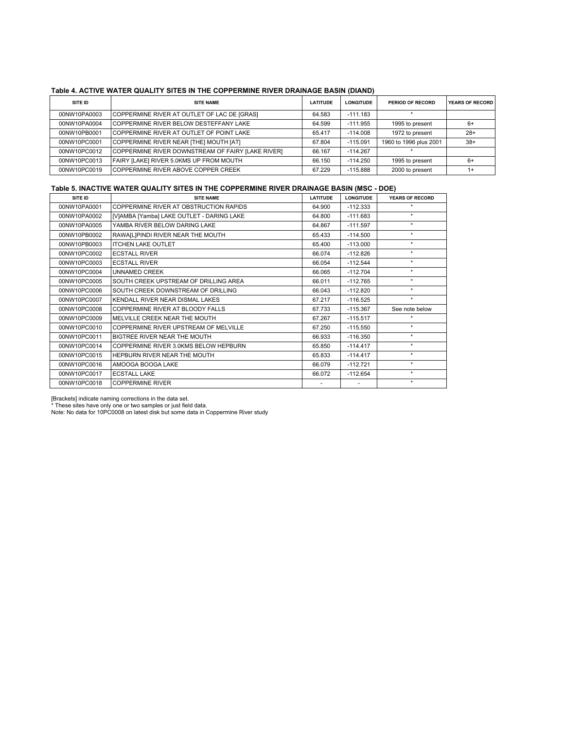**Table 4. ACTIVE WATER QUALITY SITES IN THE COPPERMINE RIVER DRAINAGE BASIN (DIAND)**

| SITE ID | SITE NAME | LATITUDE | LONGITUDE | PERIOD OF RECORD | YEARS OF RECORD |
|---|---|---|---|---|---|
| 00NW10PA0003 | COPPERMINE RIVER AT OUTLET OF LAC DE [GRAS] | 64.583 | -111.183 | * | |
| 00NW10PA0004 | COPPERMINE RIVER BELOW DESTEFFANY LAKE | 64.599 | -111.955 | 1995 to present | 6+ |
| 00NW10PB0001 | COPPERMINE RIVER AT OUTLET OF POINT LAKE | 65.417 | -114.008 | 1972 to present | 28+ |
| 00NW10PC0001 | COPPERMINE RIVER NEAR [THE] MOUTH [AT] | 67.804 | -115.091 | 1960 to 1996 plus 2001 | 38+ |
| 00NW10PC0012 | COPPERMINE RIVER DOWNSTREAM OF FAIRY [LAKE RIVER] | 66.167 | -114.267 | * | |
| 00NW10PC0013 | FAIRY [LAKE] RIVER 5.0KMS UP FROM MOUTH | 66.150 | -114.250 | 1995 to present | 6+ |
| 00NW10PC0019 | COPPERMINE RIVER ABOVE COPPER CREEK | 67.229 | -115.888 | 2000 to present | 1+ |

**Table 5. INACTIVE WATER QUALITY SITES IN THE COPPERMINE RIVER DRAINAGE BASIN (MSC - DOE)**

| SITE ID | SITE NAME | LATITUDE | LONGITUDE | YEARS OF RECORD |
|---|---|---|---|---|
| 00NW10PA0001 | COPPERMINE RIVER AT OBSTRUCTION RAPIDS | 64.900 | -112.333 | * |
| 00NW10PA0002 | [V]AMBA [Yamba] LAKE OUTLET - DARING LAKE | 64.800 | -111.683 | * |
| 00NW10PA0005 | YAMBA RIVER BELOW DARING LAKE | 64.867 | -111.597 | * |
| 00NW10PB0002 | RAWA[L]PINDI RIVER NEAR THE MOUTH | 65.433 | -114.500 | * |
| 00NW10PB0003 | ITCHEN LAKE OUTLET | 65.400 | -113.000 | * |
| 00NW10PC0002 | ECSTALL RIVER | 66.074 | -112.826 | * |
| 00NW10PC0003 | ECSTALL RIVER | 66.054 | -112.544 | * |
| 00NW10PC0004 | UNNAMED CREEK | 66.065 | -112.704 | * |
| 00NW10PC0005 | SOUTH CREEK UPSTREAM OF DRILLING AREA | 66.011 | -112.765 | * |
| 00NW10PC0006 | SOUTH CREEK DOWNSTREAM OF DRILLING | 66.043 | -112.820 | * |
| 00NW10PC0007 | KENDALL RIVER NEAR DISMAL LAKES | 67.217 | -116.525 | * |
| 00NW10PC0008 | COPPERMINE RIVER AT BLOODY FALLS | 67.733 | -115.367 | See note below |
| 00NW10PC0009 | MELVILLE CREEK NEAR THE MOUTH | 67.267 | -115.517 | * |
| 00NW10PC0010 | COPPERMINE RIVER UPSTREAM OF MELVILLE | 67.250 | -115.550 | * |
| 00NW10PC0011 | BIGTREE RIVER NEAR THE MOUTH | 66.933 | -116.350 | * |
| 00NW10PC0014 | COPPERMINE RIVER 3.0KMS BELOW HEPBURN | 65.850 | -114.417 | * |
| 00NW10PC0015 | HEPBURN RIVER NEAR THE MOUTH | 65.833 | -114.417 | * |
| 00NW10PC0016 | AMOOGA BOOGA LAKE | 66.079 | -112.721 | * |
| 00NW10PC0017 | ECSTALL LAKE | 66.072 | -112.654 | * |
| 00NW10PC0018 | COPPERMINE RIVER | - | - | * |

[Brackets] indicate naming corrections in the data set.
* These sites have only one or two samples or just field data.
Note: No data for 10PC0008 on latest disk but some data in Coppermine River study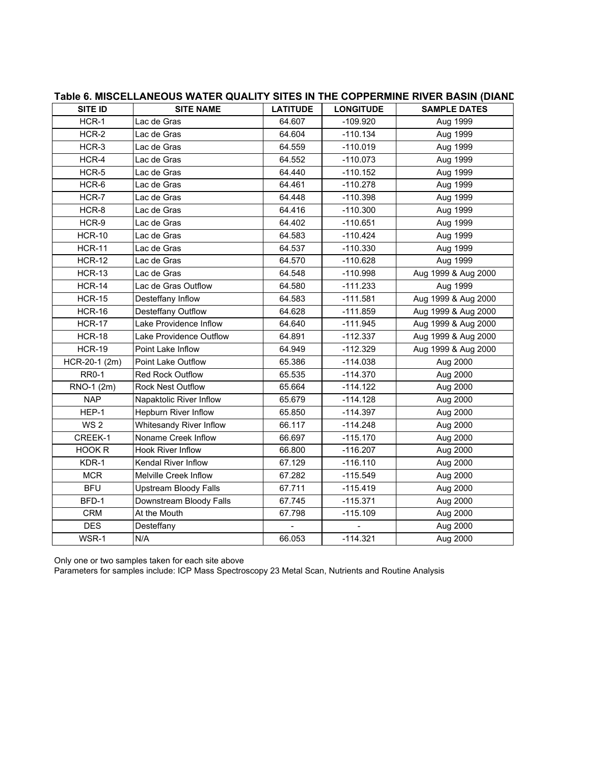### Table 6. MISCELLANEOUS WATER QUALITY SITES IN THE COPPERMINE RIVER BASIN (DIAND

| SITE ID | SITE NAME | LATITUDE | LONGITUDE | SAMPLE DATES |
|---|---|---|---|---|
| HCR-1 | Lac de Gras | 64.607 | -109.920 | Aug 1999 |
| HCR-2 | Lac de Gras | 64.604 | -110.134 | Aug 1999 |
| HCR-3 | Lac de Gras | 64.559 | -110.019 | Aug 1999 |
| HCR-4 | Lac de Gras | 64.552 | -110.073 | Aug 1999 |
| HCR-5 | Lac de Gras | 64.440 | -110.152 | Aug 1999 |
| HCR-6 | Lac de Gras | 64.461 | -110.278 | Aug 1999 |
| HCR-7 | Lac de Gras | 64.448 | -110.398 | Aug 1999 |
| HCR-8 | Lac de Gras | 64.416 | -110.300 | Aug 1999 |
| HCR-9 | Lac de Gras | 64.402 | -110.651 | Aug 1999 |
| HCR-10 | Lac de Gras | 64.583 | -110.424 | Aug 1999 |
| HCR-11 | Lac de Gras | 64.537 | -110.330 | Aug 1999 |
| HCR-12 | Lac de Gras | 64.570 | -110.628 | Aug 1999 |
| HCR-13 | Lac de Gras | 64.548 | -110.998 | Aug 1999 & Aug 2000 |
| HCR-14 | Lac de Gras Outflow | 64.580 | -111.233 | Aug 1999 |
| HCR-15 | Desteffany Inflow | 64.583 | -111.581 | Aug 1999 & Aug 2000 |
| HCR-16 | Desteffany Outflow | 64.628 | -111.859 | Aug 1999 & Aug 2000 |
| HCR-17 | Lake Providence Inflow | 64.640 | -111.945 | Aug 1999 & Aug 2000 |
| HCR-18 | Lake Providence Outflow | 64.891 | -112.337 | Aug 1999 & Aug 2000 |
| HCR-19 | Point Lake Inflow | 64.949 | -112.329 | Aug 1999 & Aug 2000 |
| HCR-20-1 (2m) | Point Lake Outflow | 65.386 | -114.038 | Aug 2000 |
| RR0-1 | Red Rock Outflow | 65.535 | -114.370 | Aug 2000 |
| RNO-1 (2m) | Rock Nest Outflow | 65.664 | -114.122 | Aug 2000 |
| NAP | Napaktolic River Inflow | 65.679 | -114.128 | Aug 2000 |
| HEP-1 | Hepburn River Inflow | 65.850 | -114.397 | Aug 2000 |
| WS 2 | Whitesandy River Inflow | 66.117 | -114.248 | Aug 2000 |
| CREEK-1 | Noname Creek Inflow | 66.697 | -115.170 | Aug 2000 |
| HOOK R | Hook River Inflow | 66.800 | -116.207 | Aug 2000 |
| KDR-1 | Kendal River Inflow | 67.129 | -116.110 | Aug 2000 |
| MCR | Melville Creek Inflow | 67.282 | -115.549 | Aug 2000 |
| BFU | Upstream Bloody Falls | 67.711 | -115.419 | Aug 2000 |
| BFD-1 | Downstream Bloody Falls | 67.745 | -115.371 | Aug 2000 |
| CRM | At the Mouth | 67.798 | -115.109 | Aug 2000 |
| DES | Desteffany | - | - | Aug 2000 |
| WSR-1 | N/A | 66.053 | -114.321 | Aug 2000 |

Only one or two samples taken for each site above

Parameters for samples include: ICP Mass Spectroscopy 23 Metal Scan, Nutrients and Routine Analysis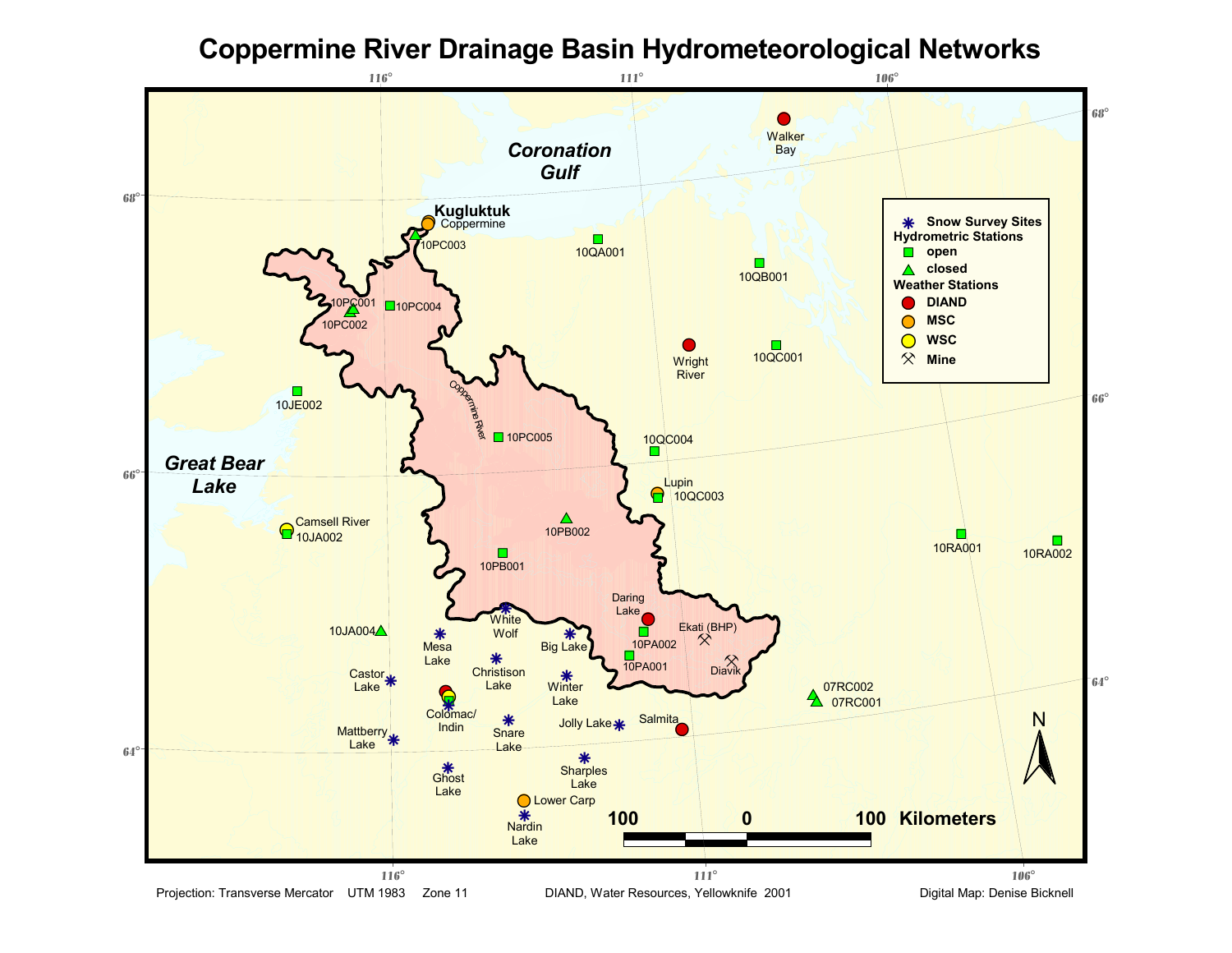# Coppermine River Drainage Basin Hydrometeorological Networks

**Legend**

- Snow Survey Sites
- Hydrometric Stations
  - open
  - closed
- Weather Stations
  - DIAND
  - MSC
  - WSC
  - Mine

Coronation Gulf

Kugluktuk

Coppermine

10PC003

10QA001

10QB001

10PC001

10PC002

10PC004

Wright River

10QC001

10JE002

Coppermine River

10PC005

10QC004

Great Bear Lake

Lupin

10QC003

Camsell River

10JA002

10PB002

10PB001

10RA001

10RA002

Walker Bay

Daring Lake

White Wolf

10JA004

Mesa Lake

Big Lake

10PA002

Ekati (BHP)

Castor Lake

Christison Lake

Winter Lake

10PA001

Diavik

07RC002

07RC001

Colomac/Indin

Salmita

Jolly Lake

Mattberry Lake

Snare Lake

Ghost Lake

Sharples Lake

Lower Carp

Nardin Lake

100 0 100 Kilometers

116° 111° 106°

68° 66° 64°

Projection: Transverse Mercator UTM 1983 Zone 11

DIAND, Water Resources, Yellowknife 2001

Digital Map: Denise Bicknell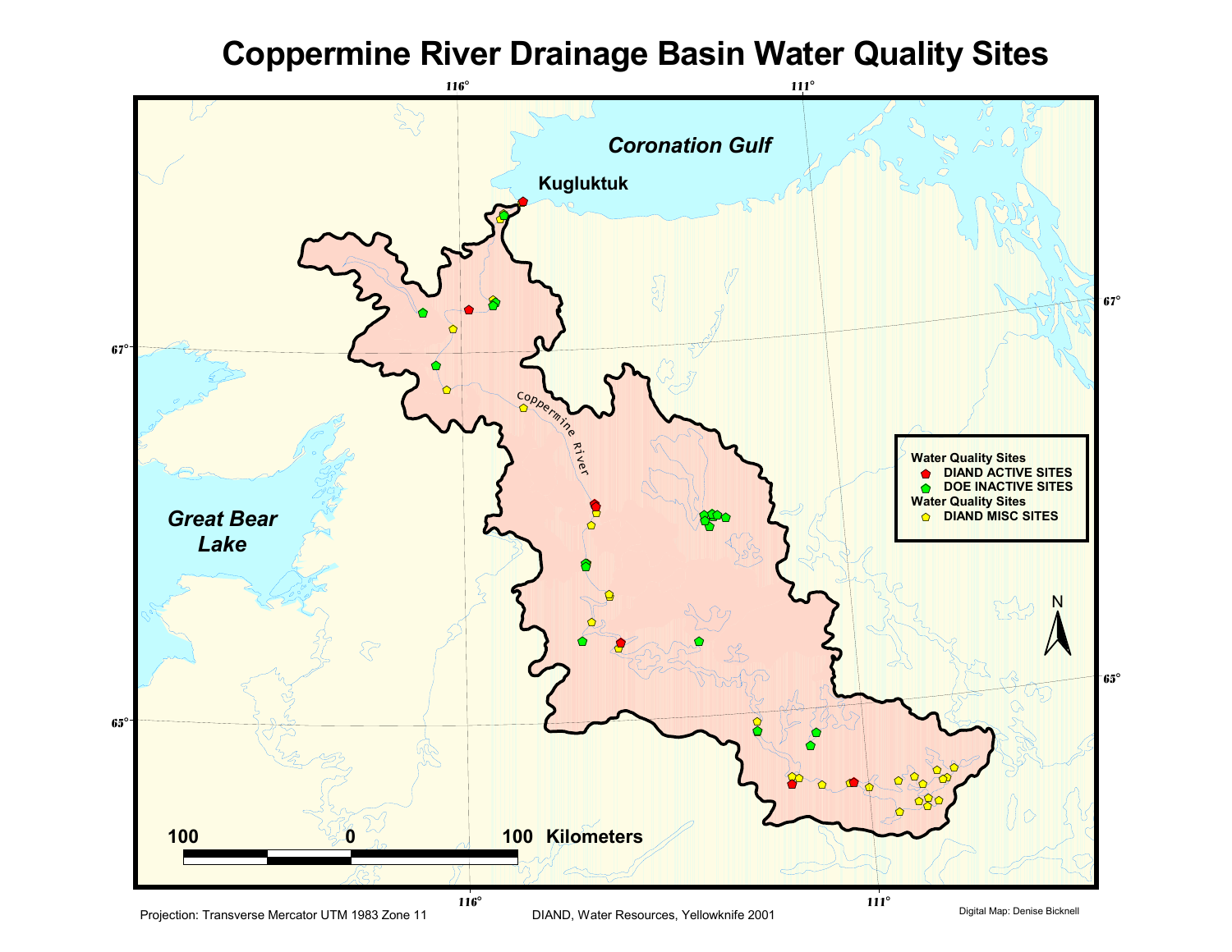# Coppermine River Drainage Basin Water Quality Sites

116°

111°

Coronation Gulf

Kugluktuk

67°

Coppermine River

Great Bear Lake

Water Quality Sites

DIAND ACTIVE SITES

DOE INACTIVE SITES

Water Quality Sites

DIAND MISC SITES

N

65°

100 0 100 Kilometers

Projection: Transverse Mercator UTM 1983 Zone 11

DIAND, Water Resources, Yellowknife 2001

Digital Map: Denise Bicknell